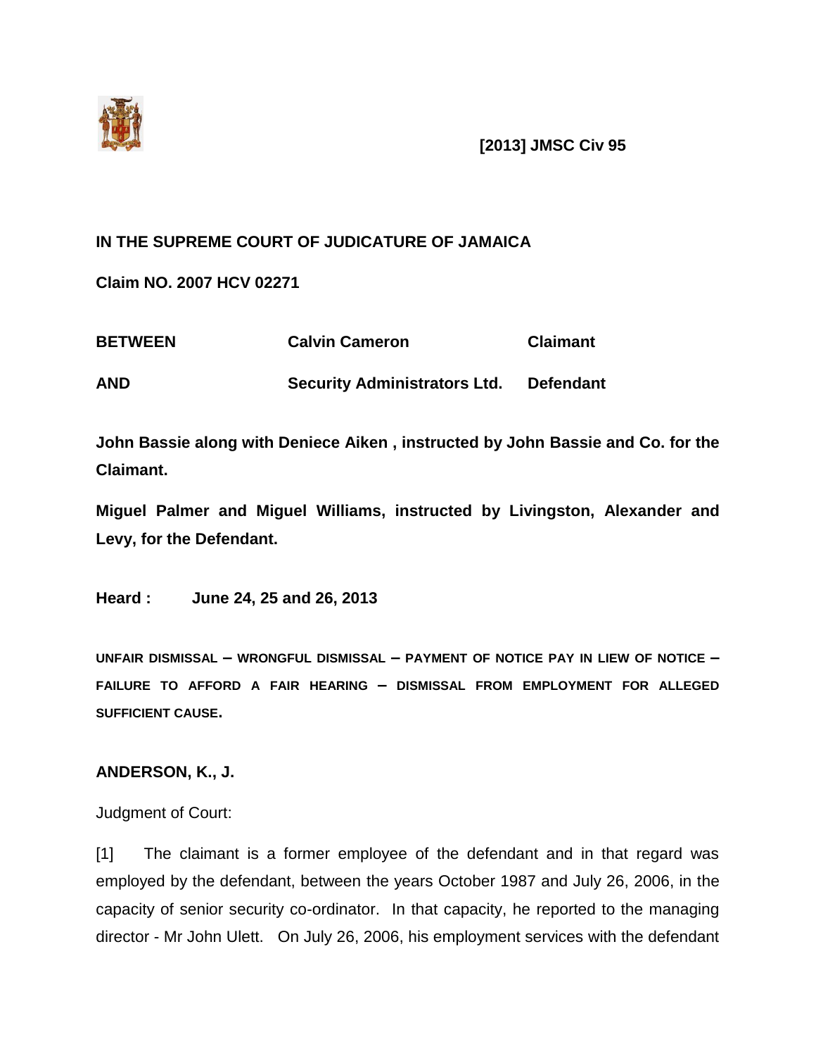**[2013] JMSC Civ 95**

**IN THE SUPREME COURT OF JUDICATURE OF JAMAICA**

**Claim NO. 2007 HCV 02271**

| **BETWEEN** | **Calvin Cameron** | **Claimant** |
|---|---|---|
| **AND** | **Security Administrators Ltd.** | **Defendant** |

**John Bassie along with Deniece Aiken , instructed by John Bassie and Co. for the Claimant.**

**Miguel Palmer and Miguel Williams, instructed by Livingston, Alexander and Levy, for the Defendant.**

**Heard : June 24, 25 and 26, 2013**

**UNFAIR DISMISSAL – WRONGFUL DISMISSAL – PAYMENT OF NOTICE PAY IN LIEW OF NOTICE – FAILURE TO AFFORD A FAIR HEARING – DISMISSAL FROM EMPLOYMENT FOR ALLEGED SUFFICIENT CAUSE.**

**ANDERSON, K., J.**

Judgment of Court:

[1] The claimant is a former employee of the defendant and in that regard was employed by the defendant, between the years October 1987 and July 26, 2006, in the capacity of senior security co-ordinator. In that capacity, he reported to the managing director - Mr John Ulett. On July 26, 2006, his employment services with the defendant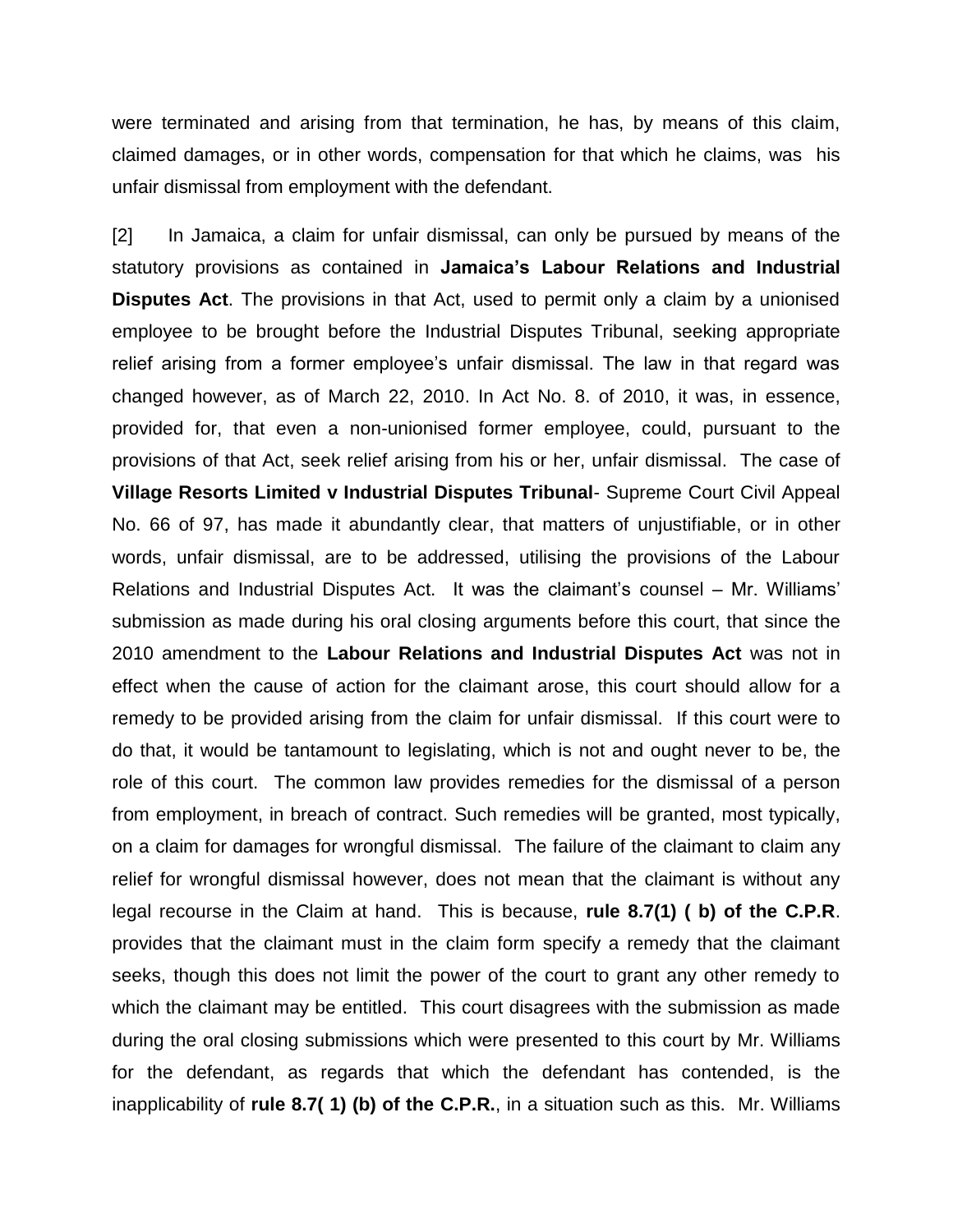were terminated and arising from that termination, he has, by means of this claim, claimed damages, or in other words, compensation for that which he claims, was his unfair dismissal from employment with the defendant.

[2] In Jamaica, a claim for unfair dismissal, can only be pursued by means of the statutory provisions as contained in **Jamaica's Labour Relations and Industrial Disputes Act**. The provisions in that Act, used to permit only a claim by a unionised employee to be brought before the Industrial Disputes Tribunal, seeking appropriate relief arising from a former employee's unfair dismissal. The law in that regard was changed however, as of March 22, 2010. In Act No. 8. of 2010, it was, in essence, provided for, that even a non-unionised former employee, could, pursuant to the provisions of that Act, seek relief arising from his or her, unfair dismissal. The case of **Village Resorts Limited v Industrial Disputes Tribunal**- Supreme Court Civil Appeal No. 66 of 97, has made it abundantly clear, that matters of unjustifiable, or in other words, unfair dismissal, are to be addressed, utilising the provisions of the Labour Relations and Industrial Disputes Act. It was the claimant's counsel – Mr. Williams' submission as made during his oral closing arguments before this court, that since the 2010 amendment to the **Labour Relations and Industrial Disputes Act** was not in effect when the cause of action for the claimant arose, this court should allow for a remedy to be provided arising from the claim for unfair dismissal. If this court were to do that, it would be tantamount to legislating, which is not and ought never to be, the role of this court. The common law provides remedies for the dismissal of a person from employment, in breach of contract. Such remedies will be granted, most typically, on a claim for damages for wrongful dismissal. The failure of the claimant to claim any relief for wrongful dismissal however, does not mean that the claimant is without any legal recourse in the Claim at hand. This is because, **rule 8.7(1) ( b) of the C.P.R**. provides that the claimant must in the claim form specify a remedy that the claimant seeks, though this does not limit the power of the court to grant any other remedy to which the claimant may be entitled. This court disagrees with the submission as made during the oral closing submissions which were presented to this court by Mr. Williams for the defendant, as regards that which the defendant has contended, is the inapplicability of **rule 8.7( 1) (b) of the C.P.R.**, in a situation such as this. Mr. Williams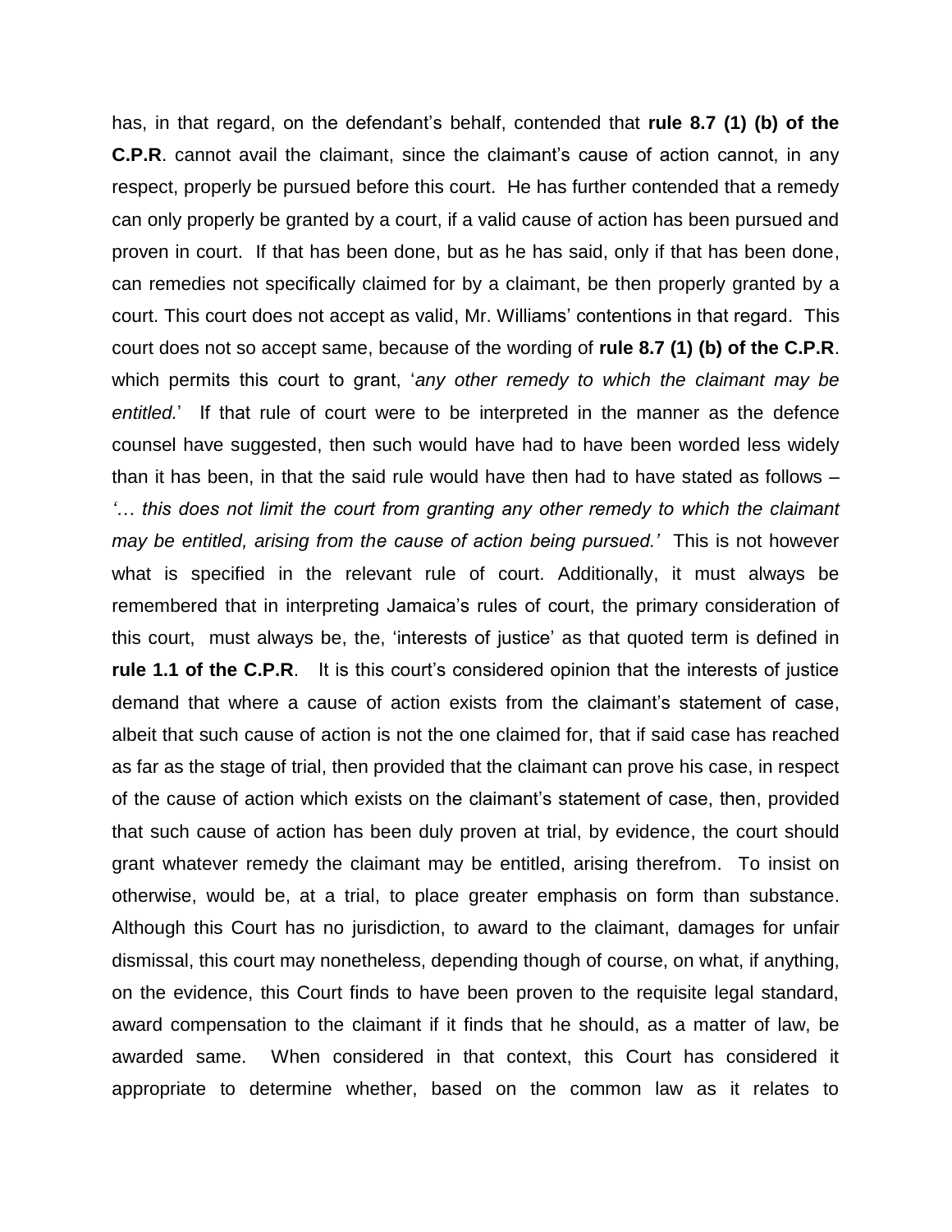has, in that regard, on the defendant's behalf, contended that **rule 8.7 (1) (b) of the C.P.R**. cannot avail the claimant, since the claimant's cause of action cannot, in any respect, properly be pursued before this court. He has further contended that a remedy can only properly be granted by a court, if a valid cause of action has been pursued and proven in court. If that has been done, but as he has said, only if that has been done, can remedies not specifically claimed for by a claimant, be then properly granted by a court. This court does not accept as valid, Mr. Williams' contentions in that regard. This court does not so accept same, because of the wording of **rule 8.7 (1) (b) of the C.P.R**. which permits this court to grant, '*any other remedy to which the claimant may be entitled.*' If that rule of court were to be interpreted in the manner as the defence counsel have suggested, then such would have had to have been worded less widely than it has been, in that the said rule would have then had to have stated as follows – *'… this does not limit the court from granting any other remedy to which the claimant may be entitled, arising from the cause of action being pursued.'* This is not however what is specified in the relevant rule of court. Additionally, it must always be remembered that in interpreting Jamaica's rules of court, the primary consideration of this court, must always be, the, 'interests of justice' as that quoted term is defined in **rule 1.1 of the C.P.R**. It is this court's considered opinion that the interests of justice demand that where a cause of action exists from the claimant's statement of case, albeit that such cause of action is not the one claimed for, that if said case has reached as far as the stage of trial, then provided that the claimant can prove his case, in respect of the cause of action which exists on the claimant's statement of case, then, provided that such cause of action has been duly proven at trial, by evidence, the court should grant whatever remedy the claimant may be entitled, arising therefrom. To insist on otherwise, would be, at a trial, to place greater emphasis on form than substance. Although this Court has no jurisdiction, to award to the claimant, damages for unfair dismissal, this court may nonetheless, depending though of course, on what, if anything, on the evidence, this Court finds to have been proven to the requisite legal standard, award compensation to the claimant if it finds that he should, as a matter of law, be awarded same. When considered in that context, this Court has considered it appropriate to determine whether, based on the common law as it relates to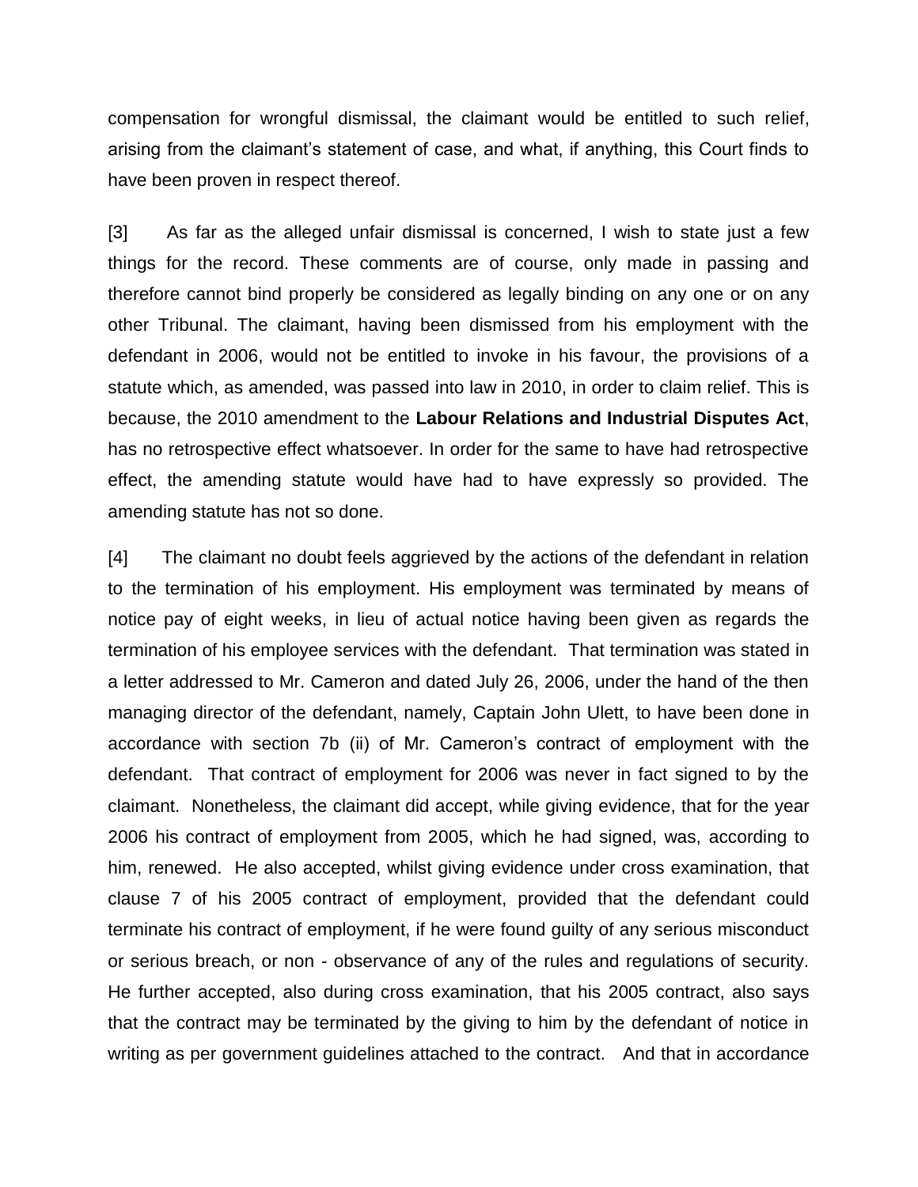compensation for wrongful dismissal, the claimant would be entitled to such relief, arising from the claimant's statement of case, and what, if anything, this Court finds to have been proven in respect thereof.

[3] As far as the alleged unfair dismissal is concerned, I wish to state just a few things for the record. These comments are of course, only made in passing and therefore cannot bind properly be considered as legally binding on any one or on any other Tribunal. The claimant, having been dismissed from his employment with the defendant in 2006, would not be entitled to invoke in his favour, the provisions of a statute which, as amended, was passed into law in 2010, in order to claim relief. This is because, the 2010 amendment to the **Labour Relations and Industrial Disputes Act**, has no retrospective effect whatsoever. In order for the same to have had retrospective effect, the amending statute would have had to have expressly so provided. The amending statute has not so done.

[4] The claimant no doubt feels aggrieved by the actions of the defendant in relation to the termination of his employment. His employment was terminated by means of notice pay of eight weeks, in lieu of actual notice having been given as regards the termination of his employee services with the defendant. That termination was stated in a letter addressed to Mr. Cameron and dated July 26, 2006, under the hand of the then managing director of the defendant, namely, Captain John Ulett, to have been done in accordance with section 7b (ii) of Mr. Cameron's contract of employment with the defendant. That contract of employment for 2006 was never in fact signed to by the claimant. Nonetheless, the claimant did accept, while giving evidence, that for the year 2006 his contract of employment from 2005, which he had signed, was, according to him, renewed. He also accepted, whilst giving evidence under cross examination, that clause 7 of his 2005 contract of employment, provided that the defendant could terminate his contract of employment, if he were found guilty of any serious misconduct or serious breach, or non - observance of any of the rules and regulations of security. He further accepted, also during cross examination, that his 2005 contract, also says that the contract may be terminated by the giving to him by the defendant of notice in writing as per government guidelines attached to the contract. And that in accordance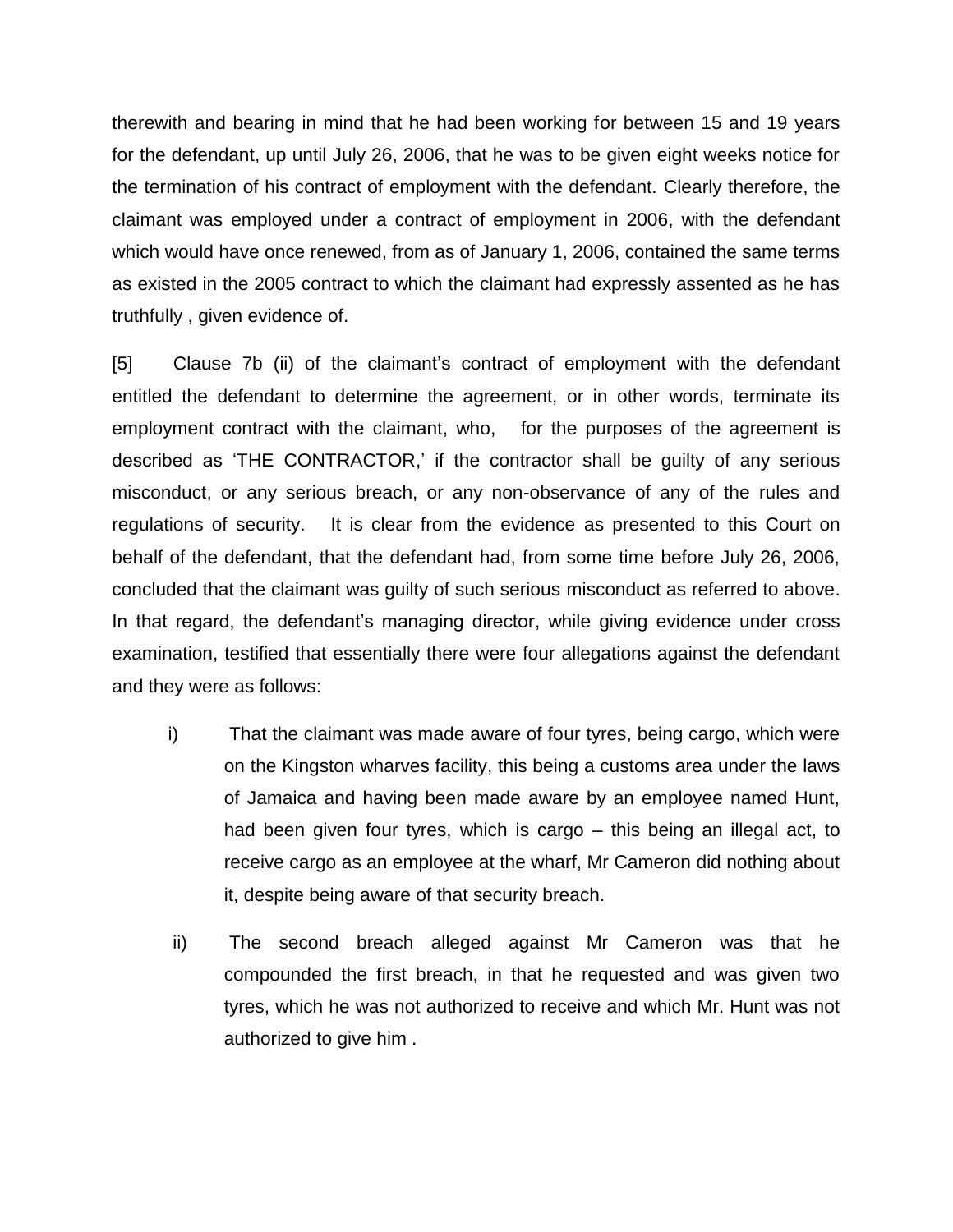therewith and bearing in mind that he had been working for between 15 and 19 years for the defendant, up until July 26, 2006, that he was to be given eight weeks notice for the termination of his contract of employment with the defendant. Clearly therefore, the claimant was employed under a contract of employment in 2006, with the defendant which would have once renewed, from as of January 1, 2006, contained the same terms as existed in the 2005 contract to which the claimant had expressly assented as he has truthfully , given evidence of.

[5] Clause 7b (ii) of the claimant's contract of employment with the defendant entitled the defendant to determine the agreement, or in other words, terminate its employment contract with the claimant, who, for the purposes of the agreement is described as 'THE CONTRACTOR,' if the contractor shall be guilty of any serious misconduct, or any serious breach, or any non-observance of any of the rules and regulations of security. It is clear from the evidence as presented to this Court on behalf of the defendant, that the defendant had, from some time before July 26, 2006, concluded that the claimant was guilty of such serious misconduct as referred to above. In that regard, the defendant's managing director, while giving evidence under cross examination, testified that essentially there were four allegations against the defendant and they were as follows:

i) That the claimant was made aware of four tyres, being cargo, which were on the Kingston wharves facility, this being a customs area under the laws of Jamaica and having been made aware by an employee named Hunt, had been given four tyres, which is cargo – this being an illegal act, to receive cargo as an employee at the wharf, Mr Cameron did nothing about it, despite being aware of that security breach.

ii) The second breach alleged against Mr Cameron was that he compounded the first breach, in that he requested and was given two tyres, which he was not authorized to receive and which Mr. Hunt was not authorized to give him .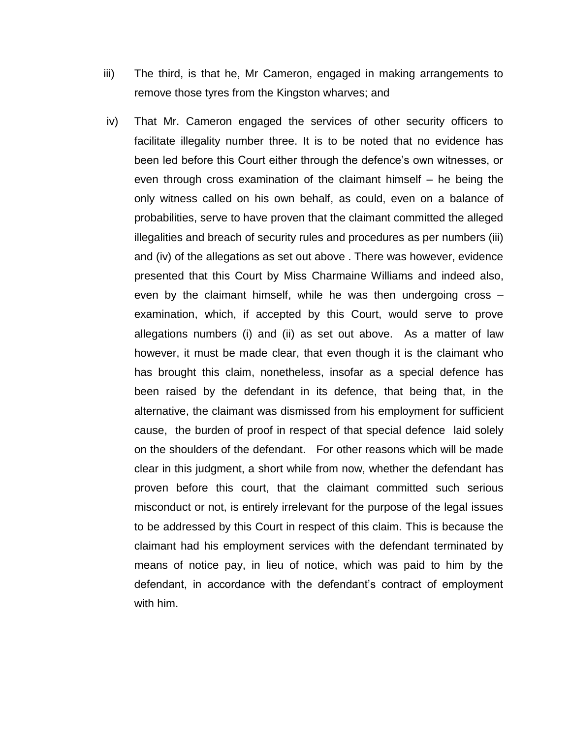iii) The third, is that he, Mr Cameron, engaged in making arrangements to remove those tyres from the Kingston wharves; and

iv) That Mr. Cameron engaged the services of other security officers to facilitate illegality number three. It is to be noted that no evidence has been led before this Court either through the defence's own witnesses, or even through cross examination of the claimant himself – he being the only witness called on his own behalf, as could, even on a balance of probabilities, serve to have proven that the claimant committed the alleged illegalities and breach of security rules and procedures as per numbers (iii) and (iv) of the allegations as set out above . There was however, evidence presented that this Court by Miss Charmaine Williams and indeed also, even by the claimant himself, while he was then undergoing cross – examination, which, if accepted by this Court, would serve to prove allegations numbers (i) and (ii) as set out above. As a matter of law however, it must be made clear, that even though it is the claimant who has brought this claim, nonetheless, insofar as a special defence has been raised by the defendant in its defence, that being that, in the alternative, the claimant was dismissed from his employment for sufficient cause, the burden of proof in respect of that special defence laid solely on the shoulders of the defendant. For other reasons which will be made clear in this judgment, a short while from now, whether the defendant has proven before this court, that the claimant committed such serious misconduct or not, is entirely irrelevant for the purpose of the legal issues to be addressed by this Court in respect of this claim. This is because the claimant had his employment services with the defendant terminated by means of notice pay, in lieu of notice, which was paid to him by the defendant, in accordance with the defendant's contract of employment with him.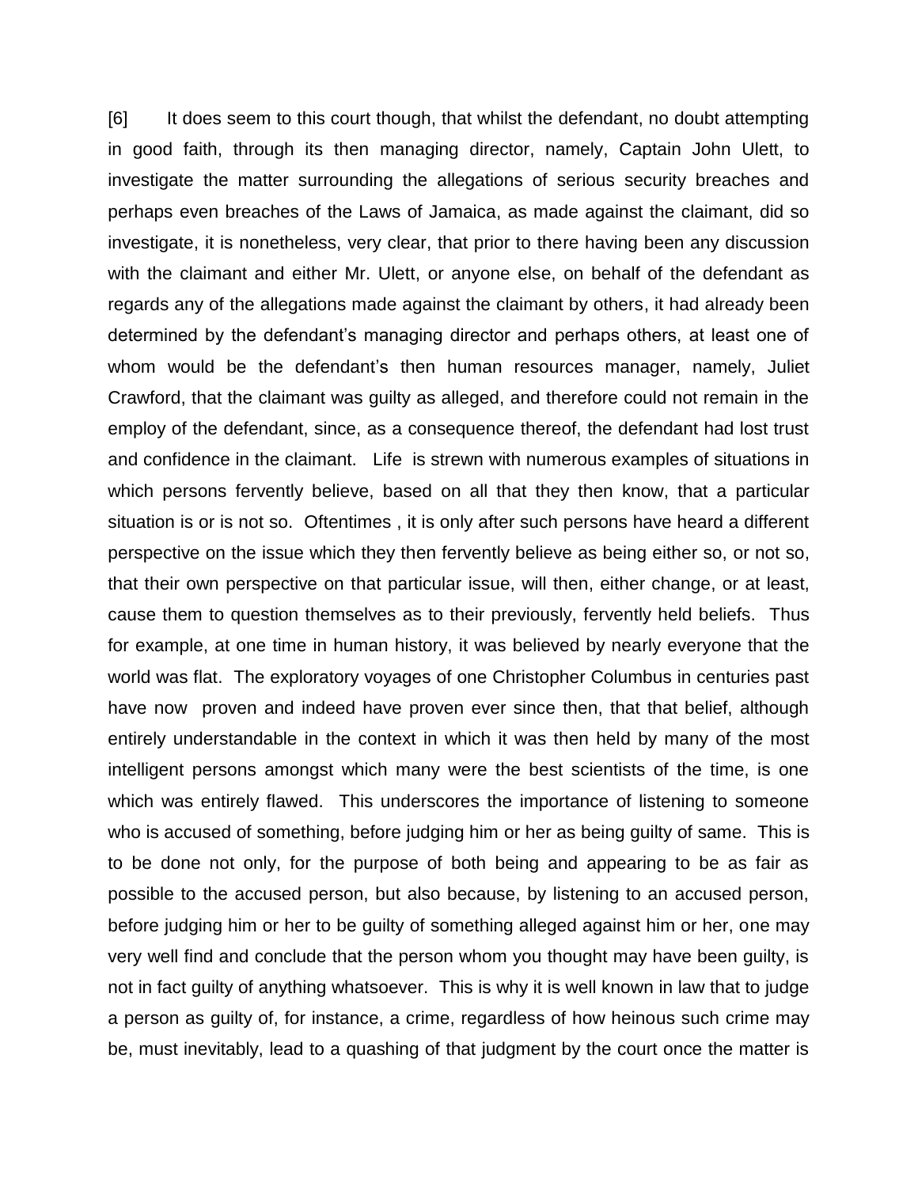[6] It does seem to this court though, that whilst the defendant, no doubt attempting in good faith, through its then managing director, namely, Captain John Ulett, to investigate the matter surrounding the allegations of serious security breaches and perhaps even breaches of the Laws of Jamaica, as made against the claimant, did so investigate, it is nonetheless, very clear, that prior to there having been any discussion with the claimant and either Mr. Ulett, or anyone else, on behalf of the defendant as regards any of the allegations made against the claimant by others, it had already been determined by the defendant's managing director and perhaps others, at least one of whom would be the defendant's then human resources manager, namely, Juliet Crawford, that the claimant was guilty as alleged, and therefore could not remain in the employ of the defendant, since, as a consequence thereof, the defendant had lost trust and confidence in the claimant. Life is strewn with numerous examples of situations in which persons fervently believe, based on all that they then know, that a particular situation is or is not so. Oftentimes , it is only after such persons have heard a different perspective on the issue which they then fervently believe as being either so, or not so, that their own perspective on that particular issue, will then, either change, or at least, cause them to question themselves as to their previously, fervently held beliefs. Thus for example, at one time in human history, it was believed by nearly everyone that the world was flat. The exploratory voyages of one Christopher Columbus in centuries past have now proven and indeed have proven ever since then, that that belief, although entirely understandable in the context in which it was then held by many of the most intelligent persons amongst which many were the best scientists of the time, is one which was entirely flawed. This underscores the importance of listening to someone who is accused of something, before judging him or her as being guilty of same. This is to be done not only, for the purpose of both being and appearing to be as fair as possible to the accused person, but also because, by listening to an accused person, before judging him or her to be guilty of something alleged against him or her, one may very well find and conclude that the person whom you thought may have been guilty, is not in fact guilty of anything whatsoever. This is why it is well known in law that to judge a person as guilty of, for instance, a crime, regardless of how heinous such crime may be, must inevitably, lead to a quashing of that judgment by the court once the matter is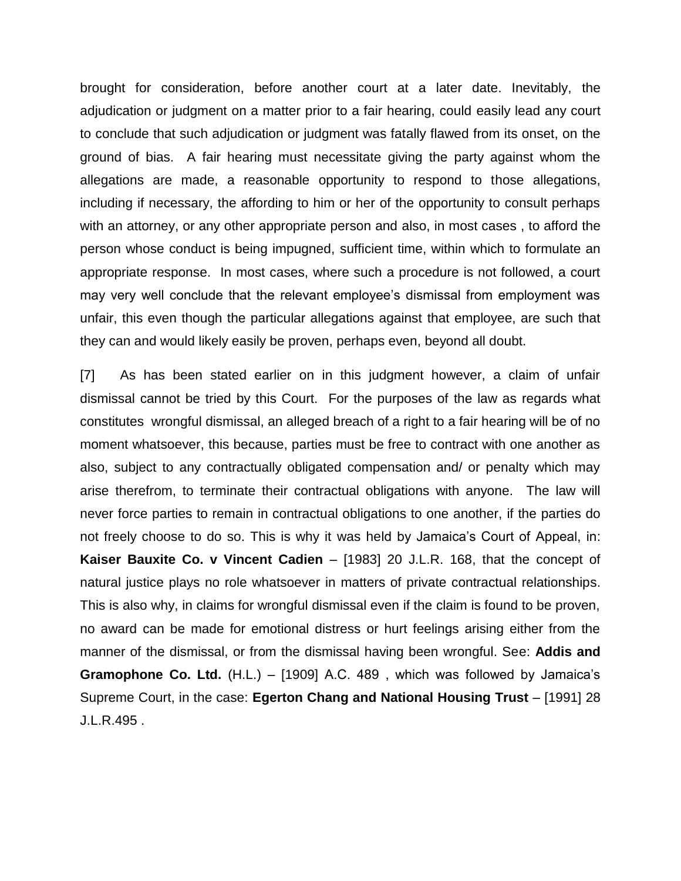brought for consideration, before another court at a later date. Inevitably, the adjudication or judgment on a matter prior to a fair hearing, could easily lead any court to conclude that such adjudication or judgment was fatally flawed from its onset, on the ground of bias. A fair hearing must necessitate giving the party against whom the allegations are made, a reasonable opportunity to respond to those allegations, including if necessary, the affording to him or her of the opportunity to consult perhaps with an attorney, or any other appropriate person and also, in most cases , to afford the person whose conduct is being impugned, sufficient time, within which to formulate an appropriate response. In most cases, where such a procedure is not followed, a court may very well conclude that the relevant employee's dismissal from employment was unfair, this even though the particular allegations against that employee, are such that they can and would likely easily be proven, perhaps even, beyond all doubt.

[7] As has been stated earlier on in this judgment however, a claim of unfair dismissal cannot be tried by this Court. For the purposes of the law as regards what constitutes wrongful dismissal, an alleged breach of a right to a fair hearing will be of no moment whatsoever, this because, parties must be free to contract with one another as also, subject to any contractually obligated compensation and/ or penalty which may arise therefrom, to terminate their contractual obligations with anyone. The law will never force parties to remain in contractual obligations to one another, if the parties do not freely choose to do so. This is why it was held by Jamaica's Court of Appeal, in: **Kaiser Bauxite Co. v Vincent Cadien** – [1983] 20 J.L.R. 168, that the concept of natural justice plays no role whatsoever in matters of private contractual relationships. This is also why, in claims for wrongful dismissal even if the claim is found to be proven, no award can be made for emotional distress or hurt feelings arising either from the manner of the dismissal, or from the dismissal having been wrongful. See: **Addis and Gramophone Co. Ltd.** (H.L.) – [1909] A.C. 489 , which was followed by Jamaica's Supreme Court, in the case: **Egerton Chang and National Housing Trust** – [1991] 28 J.L.R.495 .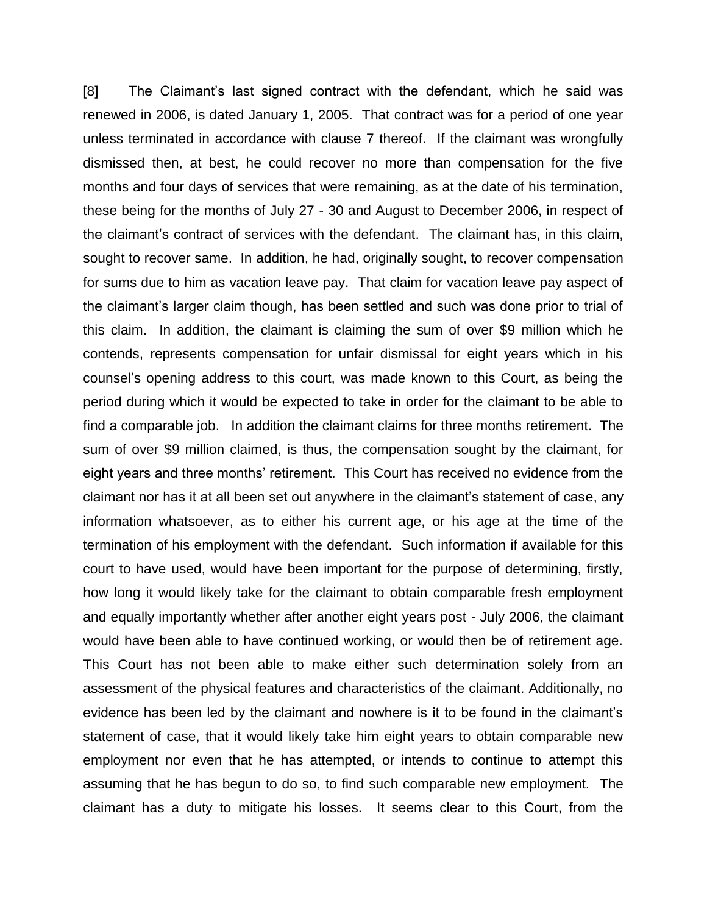[8] The Claimant's last signed contract with the defendant, which he said was renewed in 2006, is dated January 1, 2005. That contract was for a period of one year unless terminated in accordance with clause 7 thereof. If the claimant was wrongfully dismissed then, at best, he could recover no more than compensation for the five months and four days of services that were remaining, as at the date of his termination, these being for the months of July 27 - 30 and August to December 2006, in respect of the claimant's contract of services with the defendant. The claimant has, in this claim, sought to recover same. In addition, he had, originally sought, to recover compensation for sums due to him as vacation leave pay. That claim for vacation leave pay aspect of the claimant's larger claim though, has been settled and such was done prior to trial of this claim. In addition, the claimant is claiming the sum of over $9 million which he contends, represents compensation for unfair dismissal for eight years which in his counsel's opening address to this court, was made known to this Court, as being the period during which it would be expected to take in order for the claimant to be able to find a comparable job. In addition the claimant claims for three months retirement. The sum of over $9 million claimed, is thus, the compensation sought by the claimant, for eight years and three months' retirement. This Court has received no evidence from the claimant nor has it at all been set out anywhere in the claimant's statement of case, any information whatsoever, as to either his current age, or his age at the time of the termination of his employment with the defendant. Such information if available for this court to have used, would have been important for the purpose of determining, firstly, how long it would likely take for the claimant to obtain comparable fresh employment and equally importantly whether after another eight years post - July 2006, the claimant would have been able to have continued working, or would then be of retirement age. This Court has not been able to make either such determination solely from an assessment of the physical features and characteristics of the claimant. Additionally, no evidence has been led by the claimant and nowhere is it to be found in the claimant's statement of case, that it would likely take him eight years to obtain comparable new employment nor even that he has attempted, or intends to continue to attempt this assuming that he has begun to do so, to find such comparable new employment. The claimant has a duty to mitigate his losses. It seems clear to this Court, from the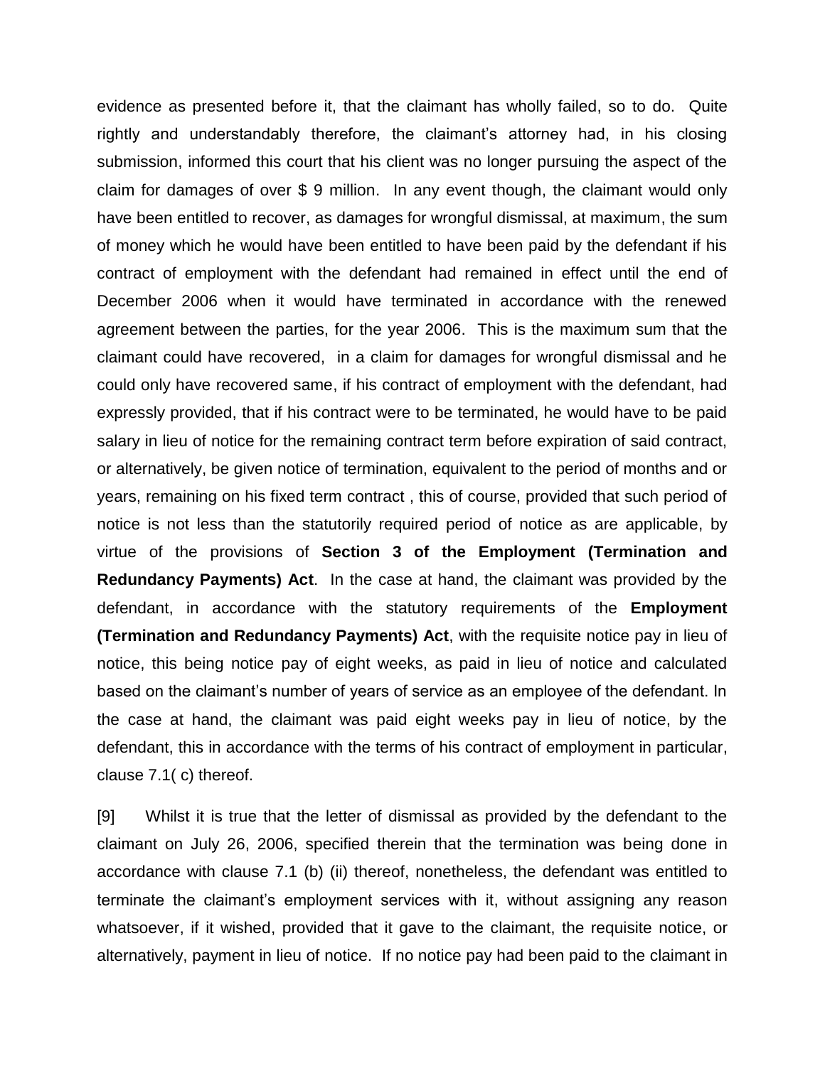evidence as presented before it, that the claimant has wholly failed, so to do. Quite rightly and understandably therefore, the claimant's attorney had, in his closing submission, informed this court that his client was no longer pursuing the aspect of the claim for damages of over $ 9 million. In any event though, the claimant would only have been entitled to recover, as damages for wrongful dismissal, at maximum, the sum of money which he would have been entitled to have been paid by the defendant if his contract of employment with the defendant had remained in effect until the end of December 2006 when it would have terminated in accordance with the renewed agreement between the parties, for the year 2006. This is the maximum sum that the claimant could have recovered, in a claim for damages for wrongful dismissal and he could only have recovered same, if his contract of employment with the defendant, had expressly provided, that if his contract were to be terminated, he would have to be paid salary in lieu of notice for the remaining contract term before expiration of said contract, or alternatively, be given notice of termination, equivalent to the period of months and or years, remaining on his fixed term contract , this of course, provided that such period of notice is not less than the statutorily required period of notice as are applicable, by virtue of the provisions of **Section 3 of the Employment (Termination and Redundancy Payments) Act**. In the case at hand, the claimant was provided by the defendant, in accordance with the statutory requirements of the **Employment (Termination and Redundancy Payments) Act**, with the requisite notice pay in lieu of notice, this being notice pay of eight weeks, as paid in lieu of notice and calculated based on the claimant's number of years of service as an employee of the defendant. In the case at hand, the claimant was paid eight weeks pay in lieu of notice, by the defendant, this in accordance with the terms of his contract of employment in particular, clause 7.1( c) thereof.

[9] Whilst it is true that the letter of dismissal as provided by the defendant to the claimant on July 26, 2006, specified therein that the termination was being done in accordance with clause 7.1 (b) (ii) thereof, nonetheless, the defendant was entitled to terminate the claimant's employment services with it, without assigning any reason whatsoever, if it wished, provided that it gave to the claimant, the requisite notice, or alternatively, payment in lieu of notice. If no notice pay had been paid to the claimant in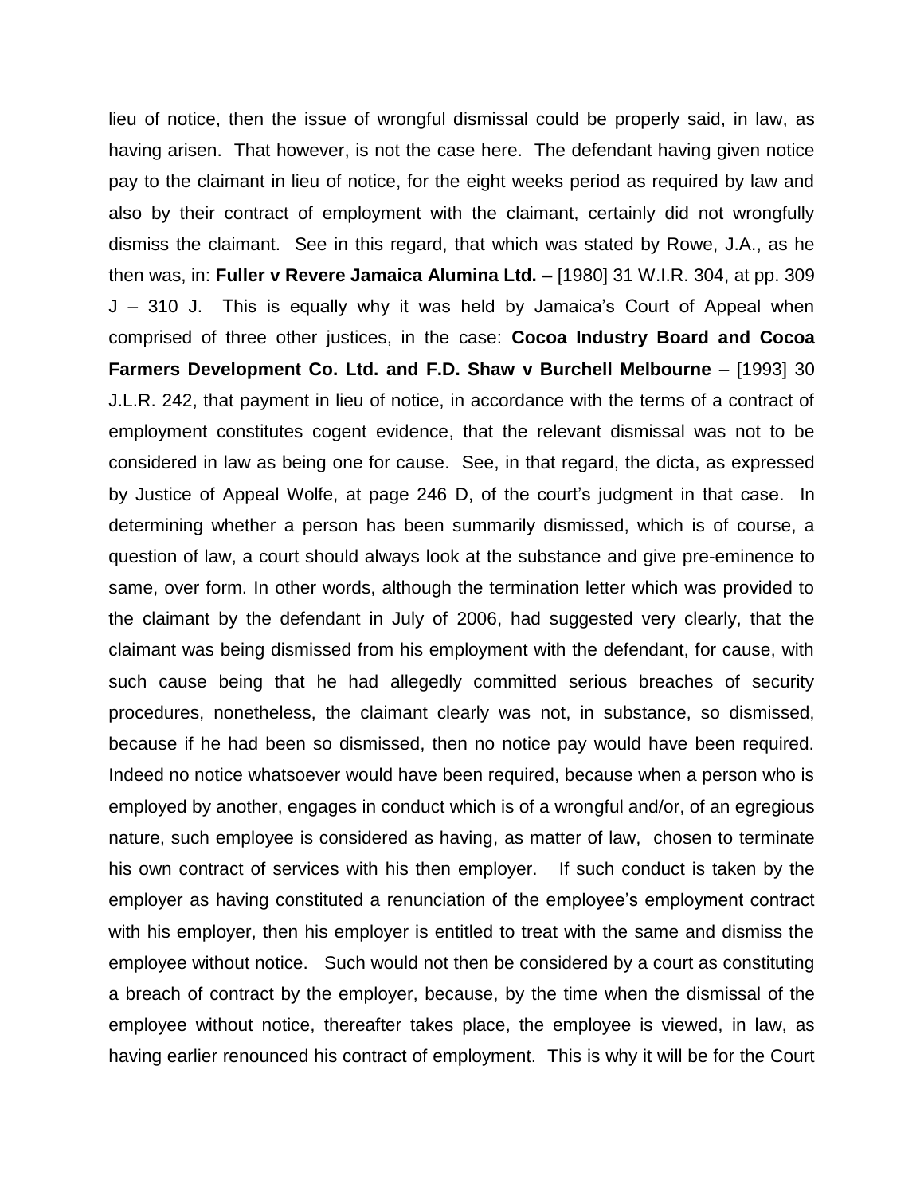lieu of notice, then the issue of wrongful dismissal could be properly said, in law, as having arisen. That however, is not the case here. The defendant having given notice pay to the claimant in lieu of notice, for the eight weeks period as required by law and also by their contract of employment with the claimant, certainly did not wrongfully dismiss the claimant. See in this regard, that which was stated by Rowe, J.A., as he then was, in: **Fuller v Revere Jamaica Alumina Ltd. –** [1980] 31 W.I.R. 304, at pp. 309 J – 310 J. This is equally why it was held by Jamaica's Court of Appeal when comprised of three other justices, in the case: **Cocoa Industry Board and Cocoa Farmers Development Co. Ltd. and F.D. Shaw v Burchell Melbourne** – [1993] 30 J.L.R. 242, that payment in lieu of notice, in accordance with the terms of a contract of employment constitutes cogent evidence, that the relevant dismissal was not to be considered in law as being one for cause. See, in that regard, the dicta, as expressed by Justice of Appeal Wolfe, at page 246 D, of the court's judgment in that case. In determining whether a person has been summarily dismissed, which is of course, a question of law, a court should always look at the substance and give pre-eminence to same, over form. In other words, although the termination letter which was provided to the claimant by the defendant in July of 2006, had suggested very clearly, that the claimant was being dismissed from his employment with the defendant, for cause, with such cause being that he had allegedly committed serious breaches of security procedures, nonetheless, the claimant clearly was not, in substance, so dismissed, because if he had been so dismissed, then no notice pay would have been required. Indeed no notice whatsoever would have been required, because when a person who is employed by another, engages in conduct which is of a wrongful and/or, of an egregious nature, such employee is considered as having, as matter of law, chosen to terminate his own contract of services with his then employer. If such conduct is taken by the employer as having constituted a renunciation of the employee's employment contract with his employer, then his employer is entitled to treat with the same and dismiss the employee without notice. Such would not then be considered by a court as constituting a breach of contract by the employer, because, by the time when the dismissal of the employee without notice, thereafter takes place, the employee is viewed, in law, as having earlier renounced his contract of employment. This is why it will be for the Court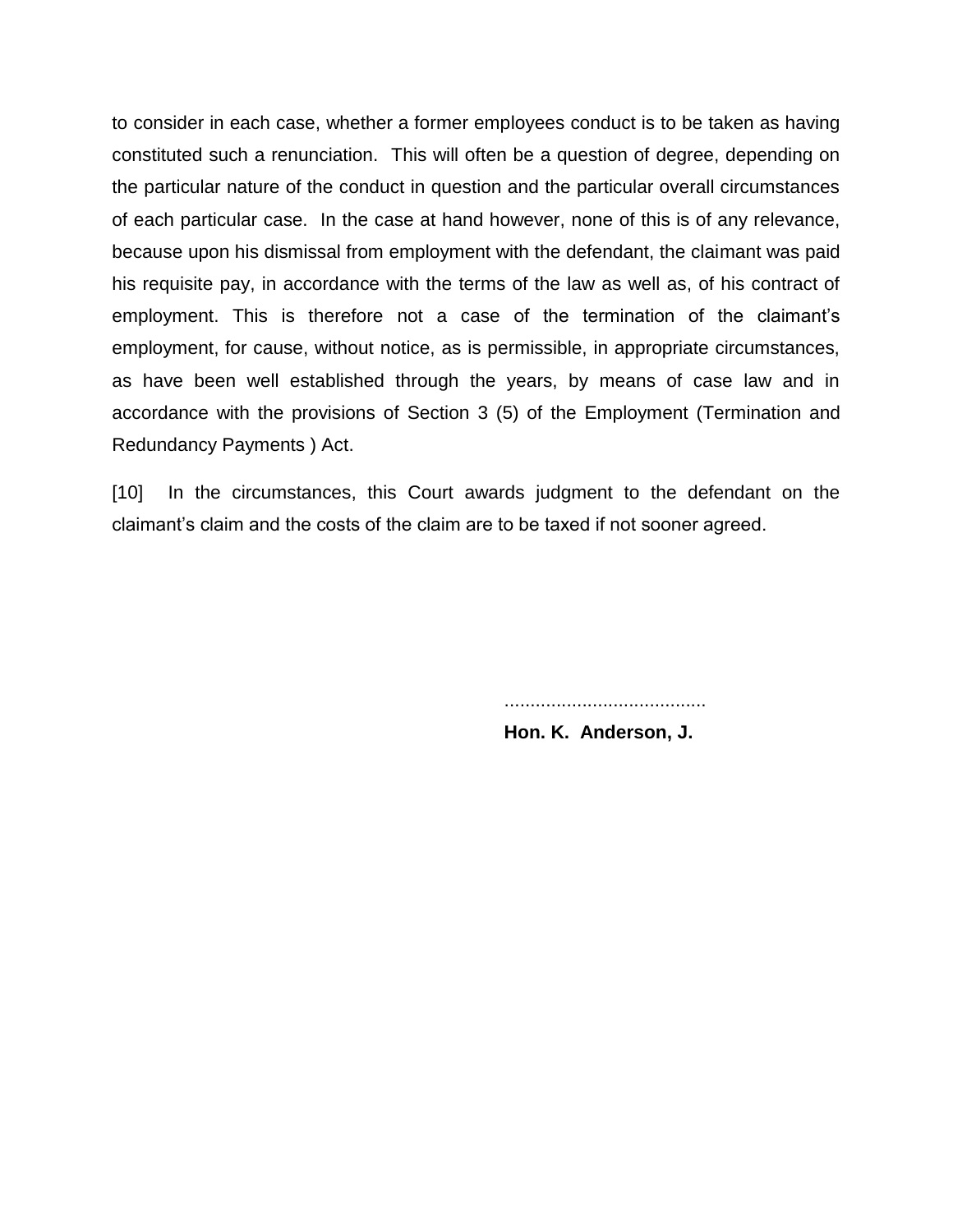to consider in each case, whether a former employees conduct is to be taken as having constituted such a renunciation. This will often be a question of degree, depending on the particular nature of the conduct in question and the particular overall circumstances of each particular case. In the case at hand however, none of this is of any relevance, because upon his dismissal from employment with the defendant, the claimant was paid his requisite pay, in accordance with the terms of the law as well as, of his contract of employment. This is therefore not a case of the termination of the claimant's employment, for cause, without notice, as is permissible, in appropriate circumstances, as have been well established through the years, by means of case law and in accordance with the provisions of Section 3 (5) of the Employment (Termination and Redundancy Payments ) Act.

[10] In the circumstances, this Court awards judgment to the defendant on the claimant's claim and the costs of the claim are to be taxed if not sooner agreed.

......................................

**Hon. K. Anderson, J.**